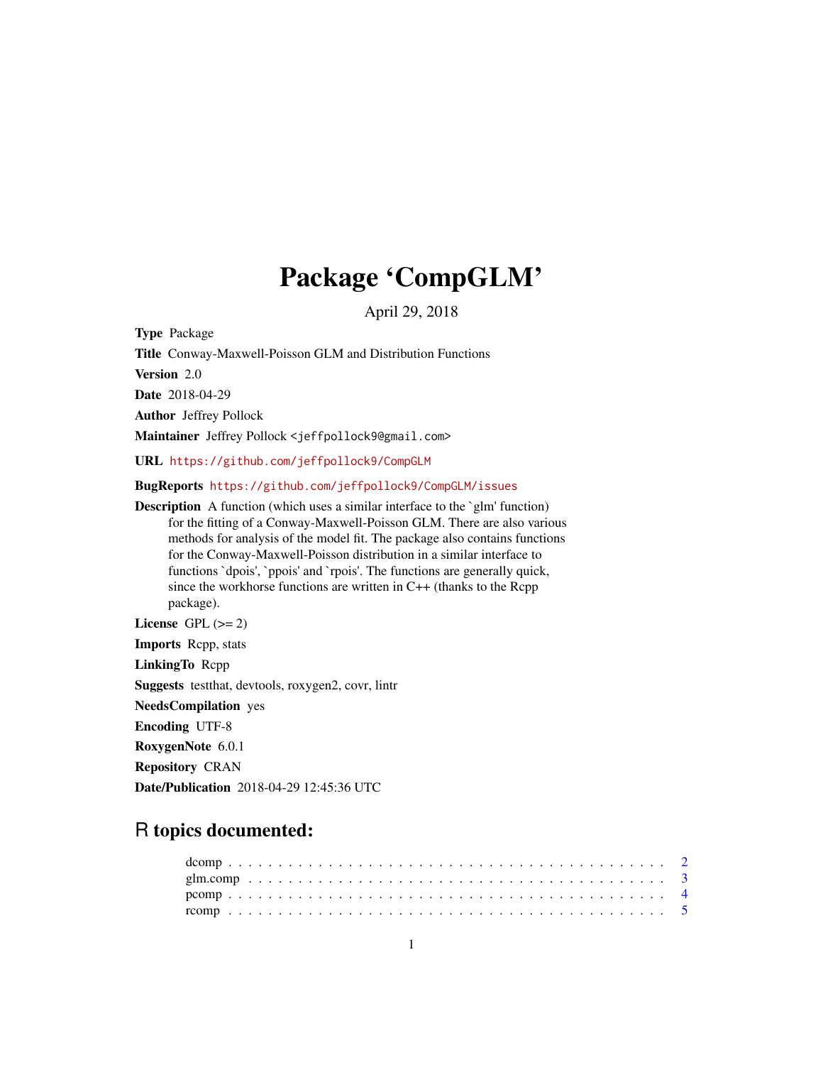# Package 'CompGLM'

April 29, 2018

**Type** Package

**Title** Conway-Maxwell-Poisson GLM and Distribution Functions

**Version** 2.0

**Date** 2018-04-29

**Author** Jeffrey Pollock

**Maintainer** Jeffrey Pollock <jeffpollock9@gmail.com>

**URL** https://github.com/jeffpollock9/CompGLM

**BugReports** https://github.com/jeffpollock9/CompGLM/issues

**Description** A function (which uses a similar interface to the `glm' function) for the fitting of a Conway-Maxwell-Poisson GLM. There are also various methods for analysis of the model fit. The package also contains functions for the Conway-Maxwell-Poisson distribution in a similar interface to functions `dpois', `ppois' and `rpois'. The functions are generally quick, since the workhorse functions are written in C++ (thanks to the Rcpp package).

**License** GPL (>= 2)

**Imports** Rcpp, stats

**LinkingTo** Rcpp

**Suggests** testthat, devtools, roxygen2, covr, lintr

**NeedsCompilation** yes

**Encoding** UTF-8

**RoxygenNote** 6.0.1

**Repository** CRAN

**Date/Publication** 2018-04-29 12:45:36 UTC

## R topics documented:

- dcomp . . . . . . . . . . . . . . . . . . . . . . . . . . . . . . . . . . . . . . . . . . 2
- glm.comp . . . . . . . . . . . . . . . . . . . . . . . . . . . . . . . . . . . . . . . . 3
- pcomp . . . . . . . . . . . . . . . . . . . . . . . . . . . . . . . . . . . . . . . . . . 4
- rcomp . . . . . . . . . . . . . . . . . . . . . . . . . . . . . . . . . . . . . . . . . . 5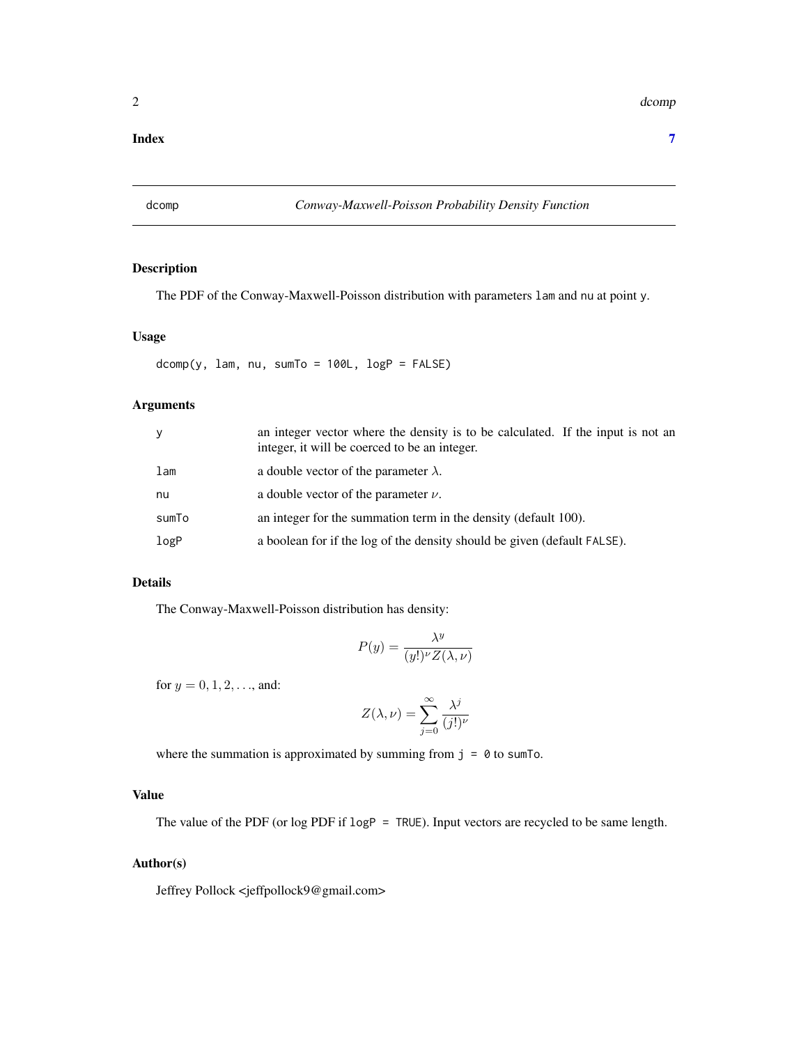**Index** **7**

## dcomp — *Conway-Maxwell-Poisson Probability Density Function*

### Description

The PDF of the Conway-Maxwell-Poisson distribution with parameters `lam` and `nu` at point `y`.

### Usage

```
dcomp(y, lam, nu, sumTo = 100L, logP = FALSE)
```

### Arguments

| Argument | Description |
|---|---|
| `y` | an integer vector where the density is to be calculated. If the input is not an integer, it will be coerced to be an integer. |
| `lam` | a double vector of the parameter $\lambda$. |
| `nu` | a double vector of the parameter $\nu$. |
| `sumTo` | an integer for the summation term in the density (default 100). |
| `logP` | a boolean for if the log of the density should be given (default `FALSE`). |

### Details

The Conway-Maxwell-Poisson distribution has density:

$$P(y) = \frac{\lambda^y}{(y!)^\nu Z(\lambda, \nu)}$$

for $y = 0, 1, 2, \ldots$, and:

$$Z(\lambda, \nu) = \sum_{j=0}^{\infty} \frac{\lambda^j}{(j!)^\nu}$$

where the summation is approximated by summing from `j = 0` to `sumTo`.

### Value

The value of the PDF (or log PDF if `logP = TRUE`). Input vectors are recycled to be same length.

### Author(s)

Jeffrey Pollock <jeffpollock9@gmail.com>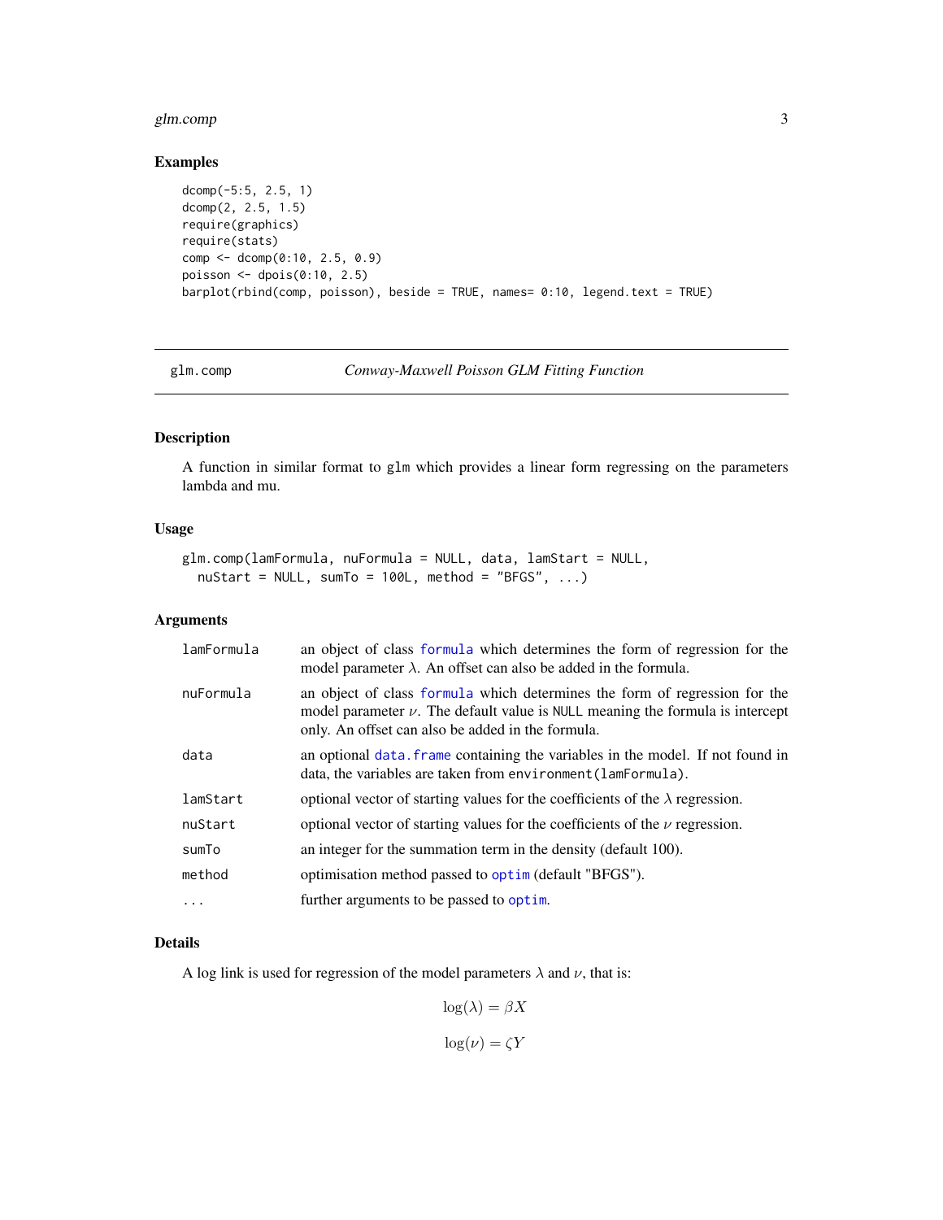## Examples

```
dcomp(-5:5, 2.5, 1)
dcomp(2, 2.5, 1.5)
require(graphics)
require(stats)
comp <- dcomp(0:10, 2.5, 0.9)
poisson <- dpois(0:10, 2.5)
barplot(rbind(comp, poisson), beside = TRUE, names= 0:10, legend.text = TRUE)
```

---

# glm.comp — *Conway-Maxwell Poisson GLM Fitting Function*

## Description

A function in similar format to `glm` which provides a linear form regressing on the parameters lambda and mu.

## Usage

```
glm.comp(lamFormula, nuFormula = NULL, data, lamStart = NULL,
  nuStart = NULL, sumTo = 100L, method = "BFGS", ...)
```

## Arguments

| | |
|---|---|
| `lamFormula` | an object of class `formula` which determines the form of regression for the model parameter $\lambda$. An offset can also be added in the formula. |
| `nuFormula` | an object of class `formula` which determines the form of regression for the model parameter $\nu$. The default value is `NULL` meaning the formula is intercept only. An offset can also be added in the formula. |
| `data` | an optional `data.frame` containing the variables in the model. If not found in data, the variables are taken from `environment(lamFormula)`. |
| `lamStart` | optional vector of starting values for the coefficients of the $\lambda$ regression. |
| `nuStart` | optional vector of starting values for the coefficients of the $\nu$ regression. |
| `sumTo` | an integer for the summation term in the density (default 100). |
| `method` | optimisation method passed to `optim` (default "BFGS"). |
| `...` | further arguments to be passed to `optim`. |

## Details

A log link is used for regression of the model parameters $\lambda$ and $\nu$, that is:

$$\log(\lambda) = \beta X$$

$$\log(\nu) = \zeta Y$$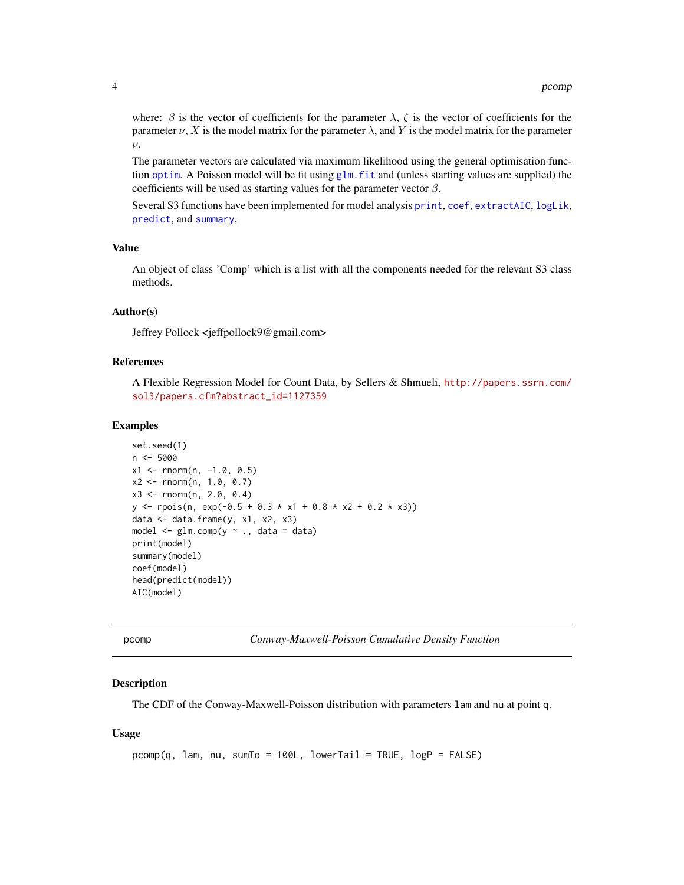where: $\beta$ is the vector of coefficients for the parameter $\lambda$, $\zeta$ is the vector of coefficients for the parameter $\nu$, $X$ is the model matrix for the parameter $\lambda$, and $Y$ is the model matrix for the parameter $\nu$.

The parameter vectors are calculated via maximum likelihood using the general optimisation function `optim`. A Poisson model will be fit using `glm.fit` and (unless starting values are supplied) the coefficients will be used as starting values for the parameter vector $\beta$.

Several S3 functions have been implemented for model analysis `print`, `coef`, `extractAIC`, `logLik`, `predict`, and `summary`,

### Value

An object of class 'Comp' which is a list with all the components needed for the relevant S3 class methods.

### Author(s)

Jeffrey Pollock <jeffpollock9@gmail.com>

### References

A Flexible Regression Model for Count Data, by Sellers & Shmueli, http://papers.ssrn.com/sol3/papers.cfm?abstract_id=1127359

### Examples

```
set.seed(1)
n <- 5000
x1 <- rnorm(n, -1.0, 0.5)
x2 <- rnorm(n, 1.0, 0.7)
x3 <- rnorm(n, 2.0, 0.4)
y <- rpois(n, exp(-0.5 + 0.3 * x1 + 0.8 * x2 + 0.2 * x3))
data <- data.frame(y, x1, x2, x3)
model <- glm.comp(y ~ ., data = data)
print(model)
summary(model)
coef(model)
head(predict(model))
AIC(model)
```

---

## pcomp — *Conway-Maxwell-Poisson Cumulative Density Function*

### Description

The CDF of the Conway-Maxwell-Poisson distribution with parameters `lam` and `nu` at point `q`.

### Usage

```
pcomp(q, lam, nu, sumTo = 100L, lowerTail = TRUE, logP = FALSE)
```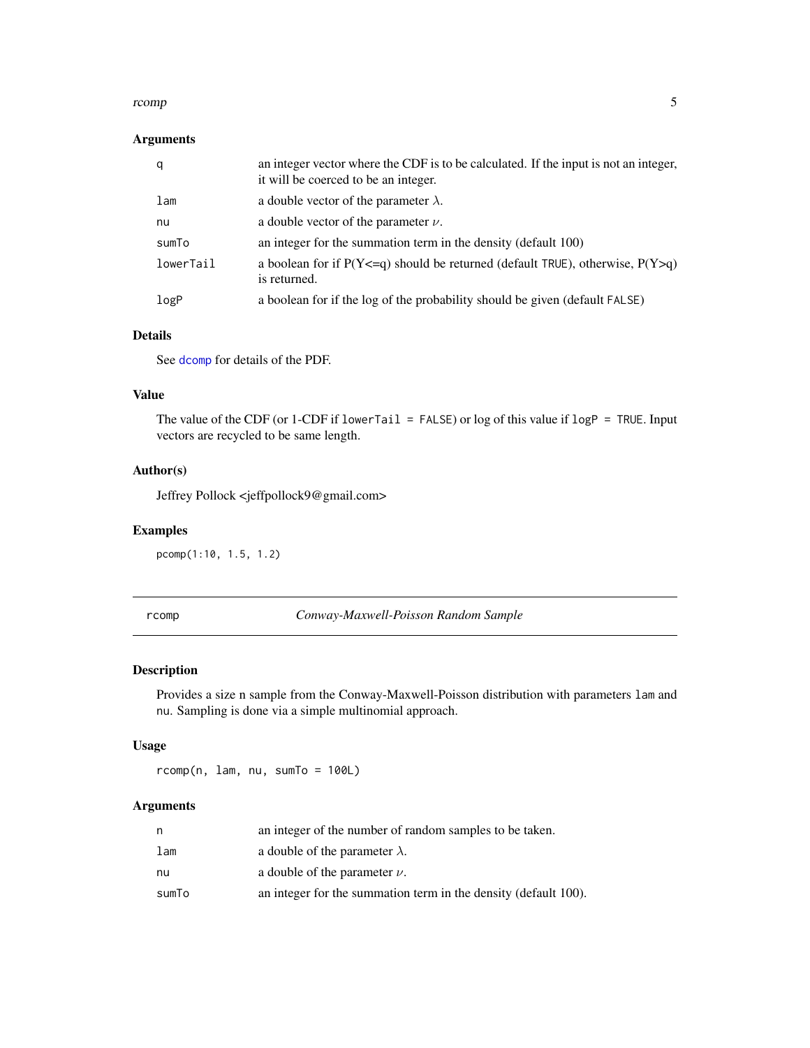### Arguments

| | |
|---|---|
| q | an integer vector where the CDF is to be calculated. If the input is not an integer, it will be coerced to be an integer. |
| lam | a double vector of the parameter $\lambda$. |
| nu | a double vector of the parameter $\nu$. |
| sumTo | an integer for the summation term in the density (default 100) |
| lowerTail | a boolean for if P(Y<=q) should be returned (default TRUE), otherwise, P(Y>q) is returned. |
| logP | a boolean for if the log of the probability should be given (default FALSE) |

### Details

See dcomp for details of the PDF.

### Value

The value of the CDF (or 1-CDF if `lowerTail = FALSE`) or log of this value if `logP = TRUE`. Input vectors are recycled to be same length.

### Author(s)

Jeffrey Pollock <jeffpollock9@gmail.com>

### Examples

```
pcomp(1:10, 1.5, 1.2)
```

---

## rcomp *Conway-Maxwell-Poisson Random Sample*

---

### Description

Provides a size n sample from the Conway-Maxwell-Poisson distribution with parameters `lam` and `nu`. Sampling is done via a simple multinomial approach.

### Usage

```
rcomp(n, lam, nu, sumTo = 100L)
```

### Arguments

| | |
|---|---|
| n | an integer of the number of random samples to be taken. |
| lam | a double of the parameter $\lambda$. |
| nu | a double of the parameter $\nu$. |
| sumTo | an integer for the summation term in the density (default 100). |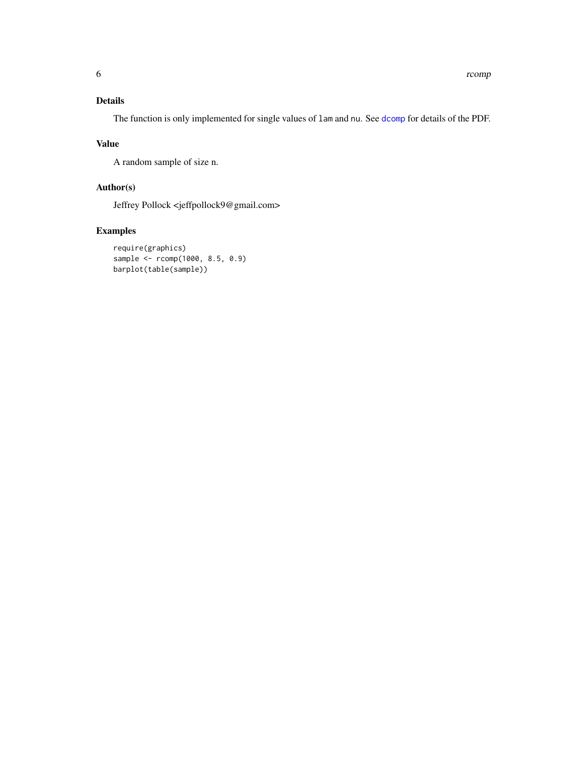## Details

The function is only implemented for single values of `lam` and `nu`. See `dcomp` for details of the PDF.

## Value

A random sample of size n.

## Author(s)

Jeffrey Pollock <jeffpollock9@gmail.com>

## Examples

```
require(graphics)
sample <- rcomp(1000, 8.5, 0.9)
barplot(table(sample))
```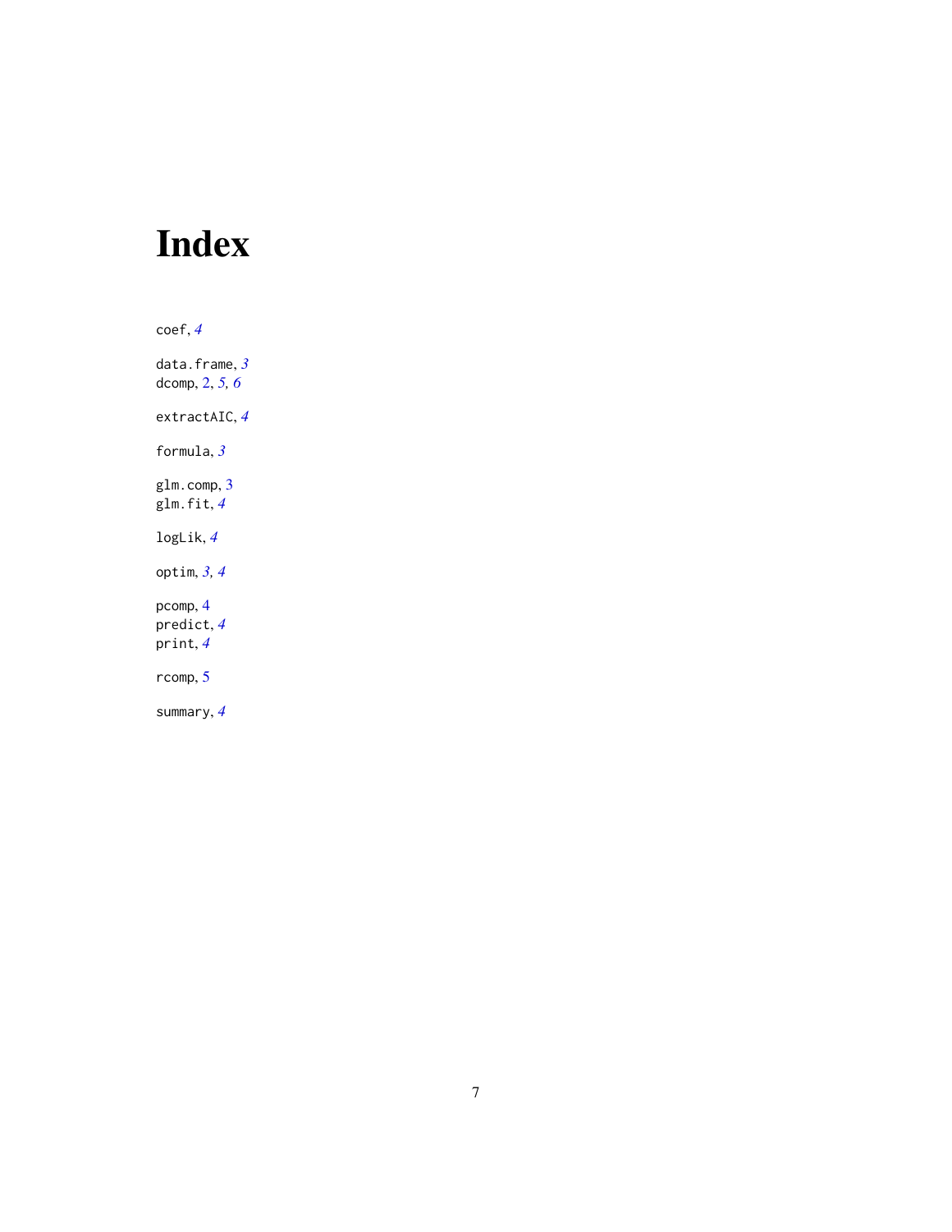# Index

coef, *4*

data.frame, *3*
dcomp, 2, *5, 6*

extractAIC, *4*

formula, *3*

glm.comp, 3
glm.fit, *4*

logLik, *4*

optim, *3, 4*

pcomp, 4
predict, *4*
print, *4*

rcomp, 5

summary, *4*